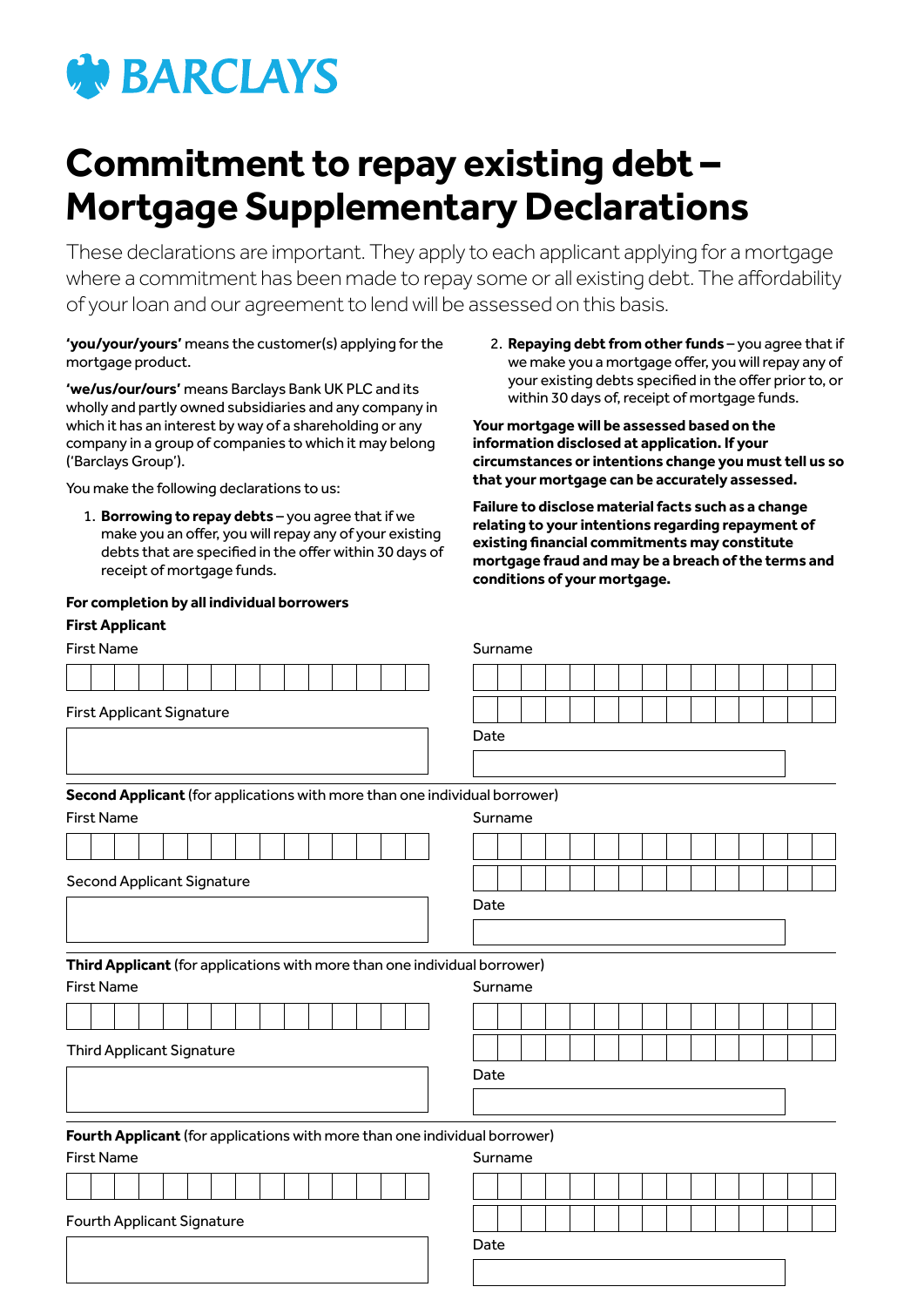BARCLAYS

# Commitment to repay existing debt – Mortgage Supplementary Declarations

These declarations are important. They apply to each applicant applying for a mortgage where a commitment has been made to repay some or all existing debt. The affordability of your loan and our agreement to lend will be assessed on this basis.

**'you/your/yours'** means the customer(s) applying for the mortgage product.

**'we/us/our/ours'** means Barclays Bank UK PLC and its wholly and partly owned subsidiaries and any company in which it has an interest by way of a shareholding or any company in a group of companies to which it may belong ('Barclays Group').

You make the following declarations to us:

1. **Borrowing to repay debts** – you agree that if we make you an offer, you will repay any of your existing debts that are specified in the offer within 30 days of receipt of mortgage funds.
2. **Repaying debt from other funds** – you agree that if we make you a mortgage offer, you will repay any of your existing debts specified in the offer prior to, or within 30 days of, receipt of mortgage funds.

**Your mortgage will be assessed based on the information disclosed at application. If your circumstances or intentions change you must tell us so that your mortgage can be accurately assessed.**

**Failure to disclose material facts such as a change relating to your intentions regarding repayment of existing financial commitments may constitute mortgage fraud and may be a breach of the terms and conditions of your mortgage.**

**For completion by all individual borrowers**

**First Applicant**

First Name

Surname

First Applicant Signature

Date

**Second Applicant** (for applications with more than one individual borrower)

First Name

Surname

Second Applicant Signature

Date

**Third Applicant** (for applications with more than one individual borrower)

First Name

Surname

Third Applicant Signature

Date

**Fourth Applicant** (for applications with more than one individual borrower)

First Name

Surname

Fourth Applicant Signature

Date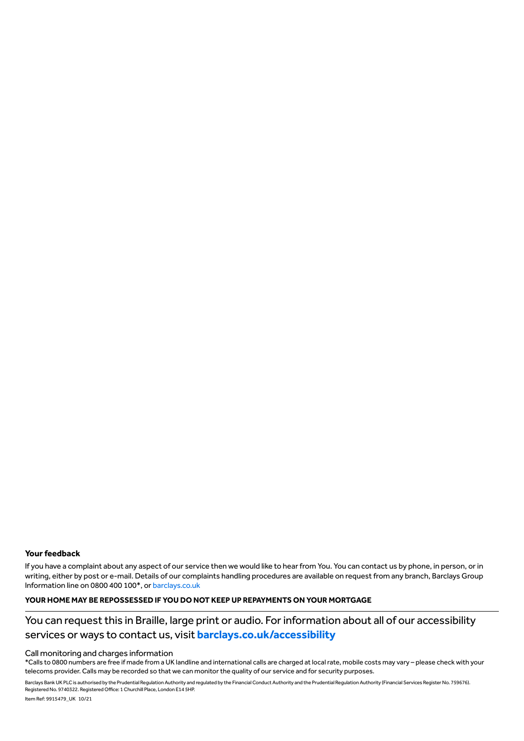**Your feedback**

If you have a complaint about any aspect of our service then we would like to hear from You. You can contact us by phone, in person, or in writing, either by post or e-mail. Details of our complaints handling procedures are available on request from any branch, Barclays Group Information line on 0800 400 100*, or barclays.co.uk

**YOUR HOME MAY BE REPOSSESSED IF YOU DO NOT KEEP UP REPAYMENTS ON YOUR MORTGAGE**

You can request this in Braille, large print or audio. For information about all of our accessibility services or ways to contact us, visit **barclays.co.uk/accessibility**

Call monitoring and charges information

*Calls to 0800 numbers are free if made from a UK landline and international calls are charged at local rate, mobile costs may vary – please check with your telecoms provider. Calls may be recorded so that we can monitor the quality of our service and for security purposes.

Barclays Bank UK PLC is authorised by the Prudential Regulation Authority and regulated by the Financial Conduct Authority and the Prudential Regulation Authority (Financial Services Register No. 759676). Registered No. 9740322. Registered Office: 1 Churchill Place, London E14 5HP.

Item Ref: 9915479_UK 10/21